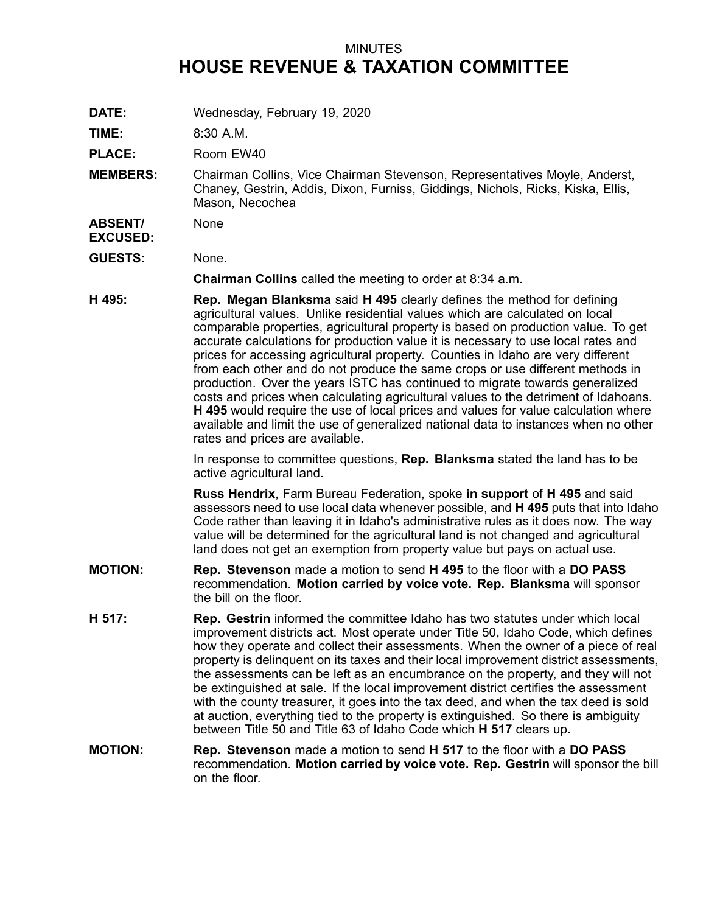MINUTES

# HOUSE REVENUE & TAXATION COMMITTEE

**DATE:** Wednesday, February 19, 2020

**TIME:** 8:30 A.M.

**PLACE:** Room EW40

**MEMBERS:** Chairman Collins, Vice Chairman Stevenson, Representatives Moyle, Anderst, Chaney, Gestrin, Addis, Dixon, Furniss, Giddings, Nichols, Ricks, Kiska, Ellis, Mason, Necochea

**ABSENT/ EXCUSED:** None

**GUESTS:** None.

**Chairman Collins** called the meeting to order at 8:34 a.m.

**H 495:** **Rep. Megan Blanksma** said **H 495** clearly defines the method for defining agricultural values. Unlike residential values which are calculated on local comparable properties, agricultural property is based on production value. To get accurate calculations for production value it is necessary to use local rates and prices for accessing agricultural property. Counties in Idaho are very different from each other and do not produce the same crops or use different methods in production. Over the years ISTC has continued to migrate towards generalized costs and prices when calculating agricultural values to the detriment of Idahoans. **H 495** would require the use of local prices and values for value calculation where available and limit the use of generalized national data to instances when no other rates and prices are available.

In response to committee questions, **Rep. Blanksma** stated the land has to be active agricultural land.

**Russ Hendrix**, Farm Bureau Federation, spoke **in support** of **H 495** and said assessors need to use local data whenever possible, and **H 495** puts that into Idaho Code rather than leaving it in Idaho's administrative rules as it does now. The way value will be determined for the agricultural land is not changed and agricultural land does not get an exemption from property value but pays on actual use.

**MOTION:** **Rep. Stevenson** made a motion to send **H 495** to the floor with a **DO PASS** recommendation. **Motion carried by voice vote. Rep. Blanksma** will sponsor the bill on the floor.

**H 517:** **Rep. Gestrin** informed the committee Idaho has two statutes under which local improvement districts act. Most operate under Title 50, Idaho Code, which defines how they operate and collect their assessments. When the owner of a piece of real property is delinquent on its taxes and their local improvement district assessments, the assessments can be left as an encumbrance on the property, and they will not be extinguished at sale. If the local improvement district certifies the assessment with the county treasurer, it goes into the tax deed, and when the tax deed is sold at auction, everything tied to the property is extinguished. So there is ambiguity between Title 50 and Title 63 of Idaho Code which **H 517** clears up.

**MOTION:** **Rep. Stevenson** made a motion to send **H 517** to the floor with a **DO PASS** recommendation. **Motion carried by voice vote. Rep. Gestrin** will sponsor the bill on the floor.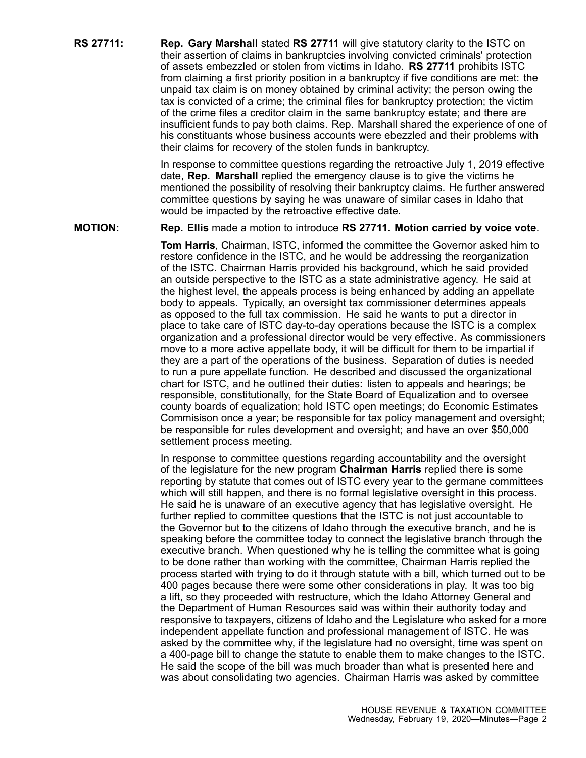**RS 27711:** **Rep. Gary Marshall** stated **RS 27711** will give statutory clarity to the ISTC on their assertion of claims in bankruptcies involving convicted criminals' protection of assets embezzled or stolen from victims in Idaho. **RS 27711** prohibits ISTC from claiming a first priority position in a bankruptcy if five conditions are met: the unpaid tax claim is on money obtained by criminal activity; the person owing the tax is convicted of a crime; the criminal files for bankruptcy protection; the victim of the crime files a creditor claim in the same bankruptcy estate; and there are insufficient funds to pay both claims. Rep. Marshall shared the experience of one of his constituants whose business accounts were ebezzled and their problems with their claims for recovery of the stolen funds in bankruptcy.

In response to committee questions regarding the retroactive July 1, 2019 effective date, **Rep. Marshall** replied the emergency clause is to give the victims he mentioned the possibility of resolving their bankruptcy claims. He further answered committee questions by saying he was unaware of similar cases in Idaho that would be impacted by the retroactive effective date.

**MOTION:** **Rep. Ellis** made a motion to introduce **RS 27711. Motion carried by voice vote**.

**Tom Harris**, Chairman, ISTC, informed the committee the Governor asked him to restore confidence in the ISTC, and he would be addressing the reorganization of the ISTC. Chairman Harris provided his background, which he said provided an outside perspective to the ISTC as a state administrative agency. He said at the highest level, the appeals process is being enhanced by adding an appellate body to appeals. Typically, an oversight tax commissioner determines appeals as opposed to the full tax commission. He said he wants to put a director in place to take care of ISTC day-to-day operations because the ISTC is a complex organization and a professional director would be very effective. As commissioners move to a more active appellate body, it will be difficult for them to be impartial if they are a part of the operations of the business. Separation of duties is needed to run a pure appellate function. He described and discussed the organizational chart for ISTC, and he outlined their duties: listen to appeals and hearings; be responsible, constitutionally, for the State Board of Equalization and to oversee county boards of equalization; hold ISTC open meetings; do Economic Estimates Commisison once a year; be responsible for tax policy management and oversight; be responsible for rules development and oversight; and have an over $50,000 settlement process meeting.

In response to committee questions regarding accountability and the oversight of the legislature for the new program **Chairman Harris** replied there is some reporting by statute that comes out of ISTC every year to the germane committees which will still happen, and there is no formal legislative oversight in this process. He said he is unaware of an executive agency that has legislative oversight. He further replied to committee questions that the ISTC is not just accountable to the Governor but to the citizens of Idaho through the executive branch, and he is speaking before the committee today to connect the legislative branch through the executive branch. When questioned why he is telling the committee what is going to be done rather than working with the committee, Chairman Harris replied the process started with trying to do it through statute with a bill, which turned out to be 400 pages because there were some other considerations in play. It was too big a lift, so they proceeded with restructure, which the Idaho Attorney General and the Department of Human Resources said was within their authority today and responsive to taxpayers, citizens of Idaho and the Legislature who asked for a more independent appellate function and professional management of ISTC. He was asked by the committee why, if the legislature had no oversight, time was spent on a 400-page bill to change the statute to enable them to make changes to the ISTC. He said the scope of the bill was much broader than what is presented here and was about consolidating two agencies. Chairman Harris was asked by committee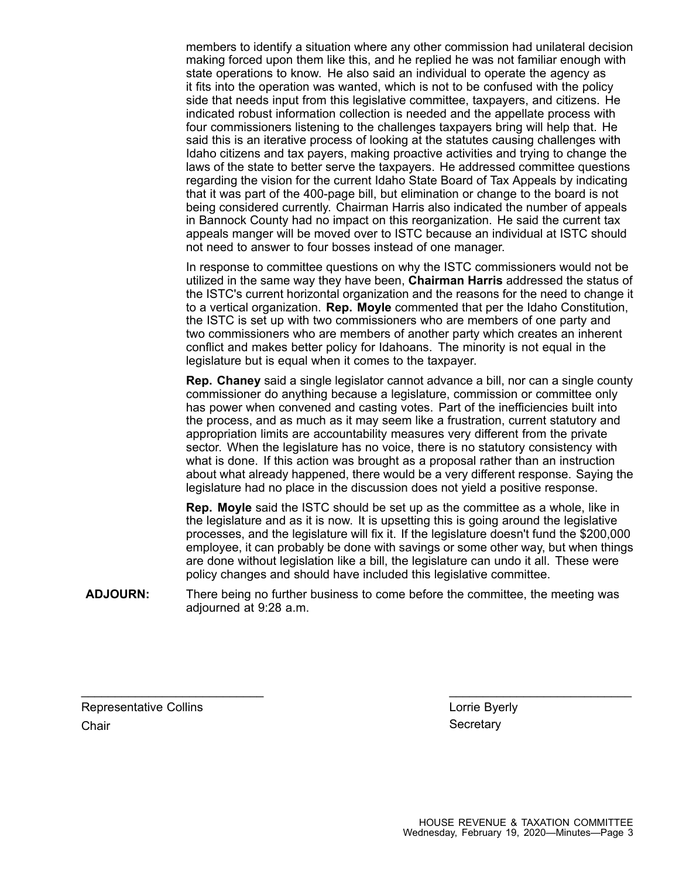members to identify a situation where any other commission had unilateral decision making forced upon them like this, and he replied he was not familiar enough with state operations to know. He also said an individual to operate the agency as it fits into the operation was wanted, which is not to be confused with the policy side that needs input from this legislative committee, taxpayers, and citizens. He indicated robust information collection is needed and the appellate process with four commissioners listening to the challenges taxpayers bring will help that. He said this is an iterative process of looking at the statutes causing challenges with Idaho citizens and tax payers, making proactive activities and trying to change the laws of the state to better serve the taxpayers. He addressed committee questions regarding the vision for the current Idaho State Board of Tax Appeals by indicating that it was part of the 400-page bill, but elimination or change to the board is not being considered currently. Chairman Harris also indicated the number of appeals in Bannock County had no impact on this reorganization. He said the current tax appeals manger will be moved over to ISTC because an individual at ISTC should not need to answer to four bosses instead of one manager.

In response to committee questions on why the ISTC commissioners would not be utilized in the same way they have been, **Chairman Harris** addressed the status of the ISTC's current horizontal organization and the reasons for the need to change it to a vertical organization. **Rep. Moyle** commented that per the Idaho Constitution, the ISTC is set up with two commissioners who are members of one party and two commissioners who are members of another party which creates an inherent conflict and makes better policy for Idahoans. The minority is not equal in the legislature but is equal when it comes to the taxpayer.

**Rep. Chaney** said a single legislator cannot advance a bill, nor can a single county commissioner do anything because a legislature, commission or committee only has power when convened and casting votes. Part of the inefficiencies built into the process, and as much as it may seem like a frustration, current statutory and appropriation limits are accountability measures very different from the private sector. When the legislature has no voice, there is no statutory consistency with what is done. If this action was brought as a proposal rather than an instruction about what already happened, there would be a very different response. Saying the legislature had no place in the discussion does not yield a positive response.

**Rep. Moyle** said the ISTC should be set up as the committee as a whole, like in the legislature and as it is now. It is upsetting this is going around the legislative processes, and the legislature will fix it. If the legislature doesn't fund the $200,000 employee, it can probably be done with savings or some other way, but when things are done without legislation like a bill, the legislature can undo it all. These were policy changes and should have included this legislative committee.

**ADJOURN:** There being no further business to come before the committee, the meeting was adjourned at 9:28 a.m.

| | |
|---|---|
| ___________________________ | ___________________________ |
| Representative Collins | Lorrie Byerly |
| Chair | Secretary |